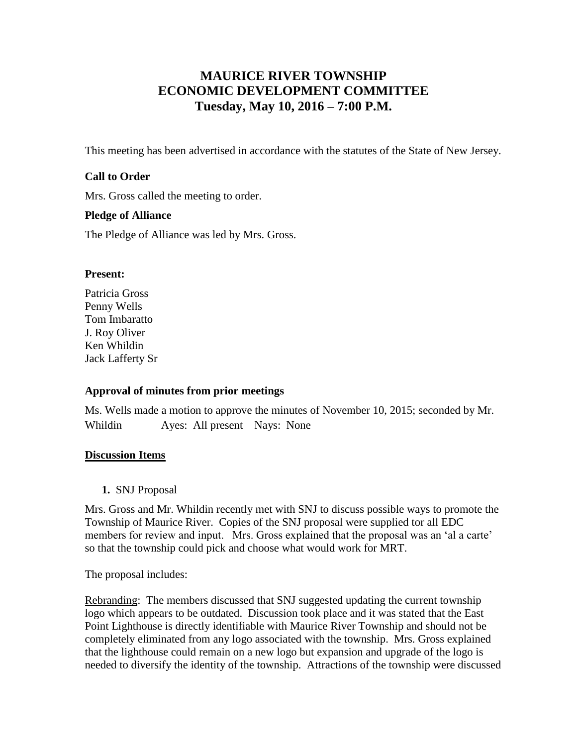# MAURICE RIVER TOWNSHIP
# ECONOMIC DEVELOPMENT COMMITTEE
# Tuesday, May 10, 2016 – 7:00 P.M.

This meeting has been advertised in accordance with the statutes of the State of New Jersey.

**Call to Order**

Mrs. Gross called the meeting to order.

**Pledge of Alliance**

The Pledge of Alliance was led by Mrs. Gross.

**Present:**

Patricia Gross
Penny Wells
Tom Imbaratto
J. Roy Oliver
Ken Whildin
Jack Lafferty Sr

**Approval of minutes from prior meetings**

Ms. Wells made a motion to approve the minutes of November 10, 2015; seconded by Mr. Whildin Ayes: All present Nays: None

**Discussion Items**

1. SNJ Proposal

Mrs. Gross and Mr. Whildin recently met with SNJ to discuss possible ways to promote the Township of Maurice River. Copies of the SNJ proposal were supplied tor all EDC members for review and input. Mrs. Gross explained that the proposal was an 'al a carte' so that the township could pick and choose what would work for MRT.

The proposal includes:

Rebranding: The members discussed that SNJ suggested updating the current township logo which appears to be outdated. Discussion took place and it was stated that the East Point Lighthouse is directly identifiable with Maurice River Township and should not be completely eliminated from any logo associated with the township. Mrs. Gross explained that the lighthouse could remain on a new logo but expansion and upgrade of the logo is needed to diversify the identity of the township. Attractions of the township were discussed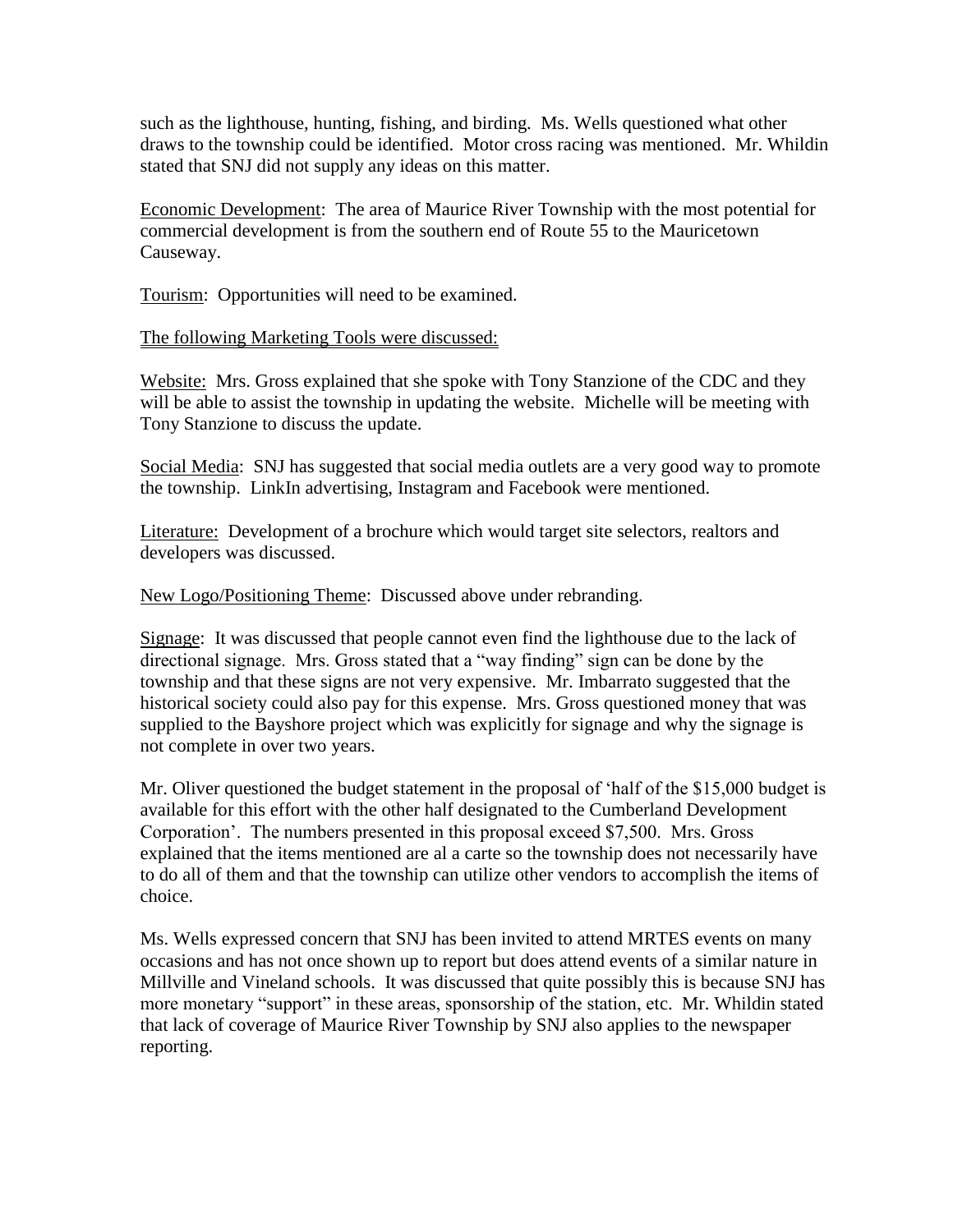such as the lighthouse, hunting, fishing, and birding. Ms. Wells questioned what other draws to the township could be identified. Motor cross racing was mentioned. Mr. Whildin stated that SNJ did not supply any ideas on this matter.

Economic Development: The area of Maurice River Township with the most potential for commercial development is from the southern end of Route 55 to the Mauricetown Causeway.

Tourism: Opportunities will need to be examined.

The following Marketing Tools were discussed:

Website: Mrs. Gross explained that she spoke with Tony Stanzione of the CDC and they will be able to assist the township in updating the website. Michelle will be meeting with Tony Stanzione to discuss the update.

Social Media: SNJ has suggested that social media outlets are a very good way to promote the township. LinkIn advertising, Instagram and Facebook were mentioned.

Literature: Development of a brochure which would target site selectors, realtors and developers was discussed.

New Logo/Positioning Theme: Discussed above under rebranding.

Signage: It was discussed that people cannot even find the lighthouse due to the lack of directional signage. Mrs. Gross stated that a "way finding" sign can be done by the township and that these signs are not very expensive. Mr. Imbarrato suggested that the historical society could also pay for this expense. Mrs. Gross questioned money that was supplied to the Bayshore project which was explicitly for signage and why the signage is not complete in over two years.

Mr. Oliver questioned the budget statement in the proposal of 'half of the $15,000 budget is available for this effort with the other half designated to the Cumberland Development Corporation'. The numbers presented in this proposal exceed $7,500. Mrs. Gross explained that the items mentioned are al a carte so the township does not necessarily have to do all of them and that the township can utilize other vendors to accomplish the items of choice.

Ms. Wells expressed concern that SNJ has been invited to attend MRTES events on many occasions and has not once shown up to report but does attend events of a similar nature in Millville and Vineland schools. It was discussed that quite possibly this is because SNJ has more monetary "support" in these areas, sponsorship of the station, etc. Mr. Whildin stated that lack of coverage of Maurice River Township by SNJ also applies to the newspaper reporting.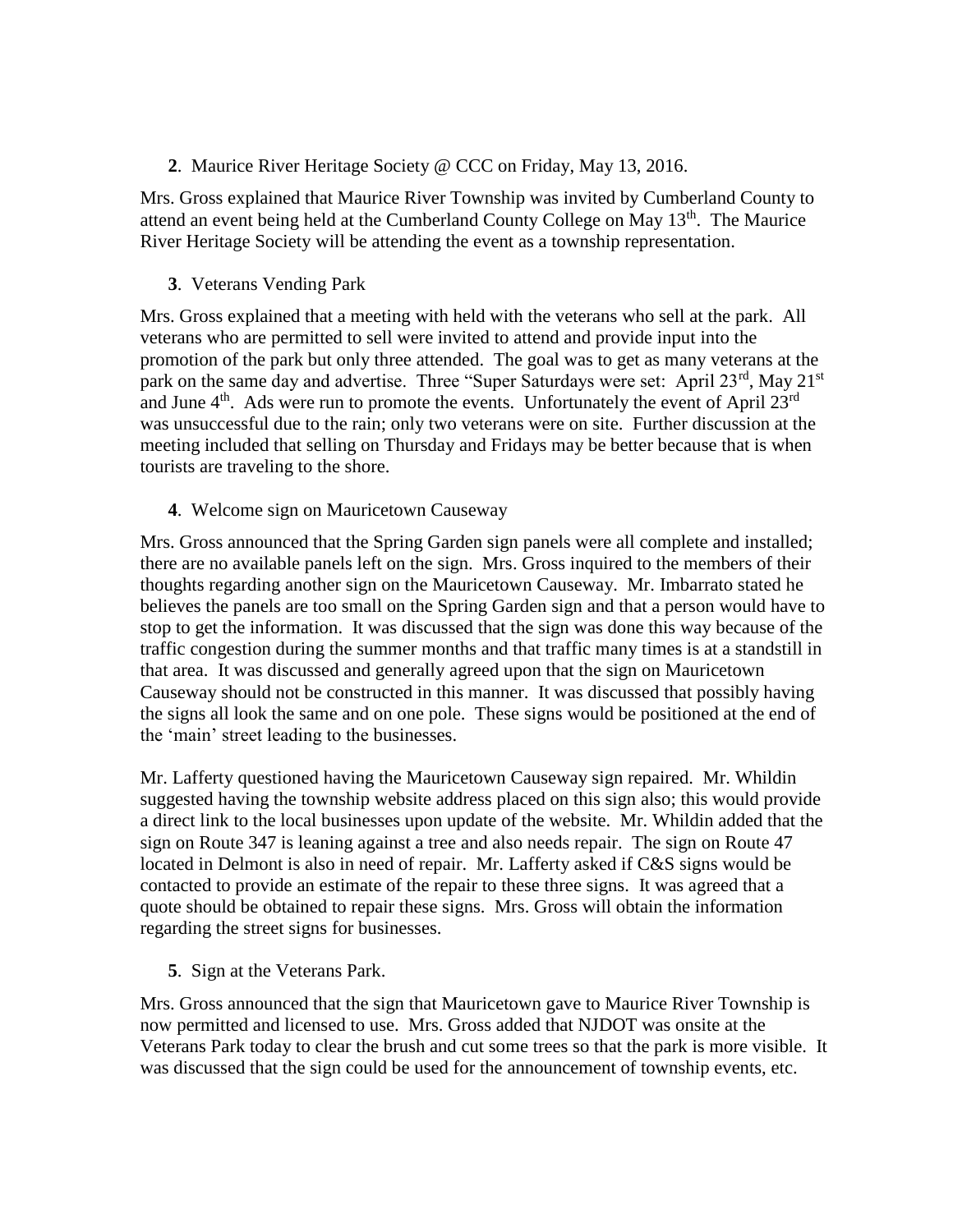**2**. Maurice River Heritage Society @ CCC on Friday, May 13, 2016.

Mrs. Gross explained that Maurice River Township was invited by Cumberland County to attend an event being held at the Cumberland County College on May 13th. The Maurice River Heritage Society will be attending the event as a township representation.

**3**. Veterans Vending Park

Mrs. Gross explained that a meeting with held with the veterans who sell at the park. All veterans who are permitted to sell were invited to attend and provide input into the promotion of the park but only three attended. The goal was to get as many veterans at the park on the same day and advertise. Three "Super Saturdays were set: April 23rd, May 21st and June 4th. Ads were run to promote the events. Unfortunately the event of April 23rd was unsuccessful due to the rain; only two veterans were on site. Further discussion at the meeting included that selling on Thursday and Fridays may be better because that is when tourists are traveling to the shore.

**4**. Welcome sign on Mauricetown Causeway

Mrs. Gross announced that the Spring Garden sign panels were all complete and installed; there are no available panels left on the sign. Mrs. Gross inquired to the members of their thoughts regarding another sign on the Mauricetown Causeway. Mr. Imbarrato stated he believes the panels are too small on the Spring Garden sign and that a person would have to stop to get the information. It was discussed that the sign was done this way because of the traffic congestion during the summer months and that traffic many times is at a standstill in that area. It was discussed and generally agreed upon that the sign on Mauricetown Causeway should not be constructed in this manner. It was discussed that possibly having the signs all look the same and on one pole. These signs would be positioned at the end of the 'main' street leading to the businesses.

Mr. Lafferty questioned having the Mauricetown Causeway sign repaired. Mr. Whildin suggested having the township website address placed on this sign also; this would provide a direct link to the local businesses upon update of the website. Mr. Whildin added that the sign on Route 347 is leaning against a tree and also needs repair. The sign on Route 47 located in Delmont is also in need of repair. Mr. Lafferty asked if C&S signs would be contacted to provide an estimate of the repair to these three signs. It was agreed that a quote should be obtained to repair these signs. Mrs. Gross will obtain the information regarding the street signs for businesses.

**5**. Sign at the Veterans Park.

Mrs. Gross announced that the sign that Mauricetown gave to Maurice River Township is now permitted and licensed to use. Mrs. Gross added that NJDOT was onsite at the Veterans Park today to clear the brush and cut some trees so that the park is more visible. It was discussed that the sign could be used for the announcement of township events, etc.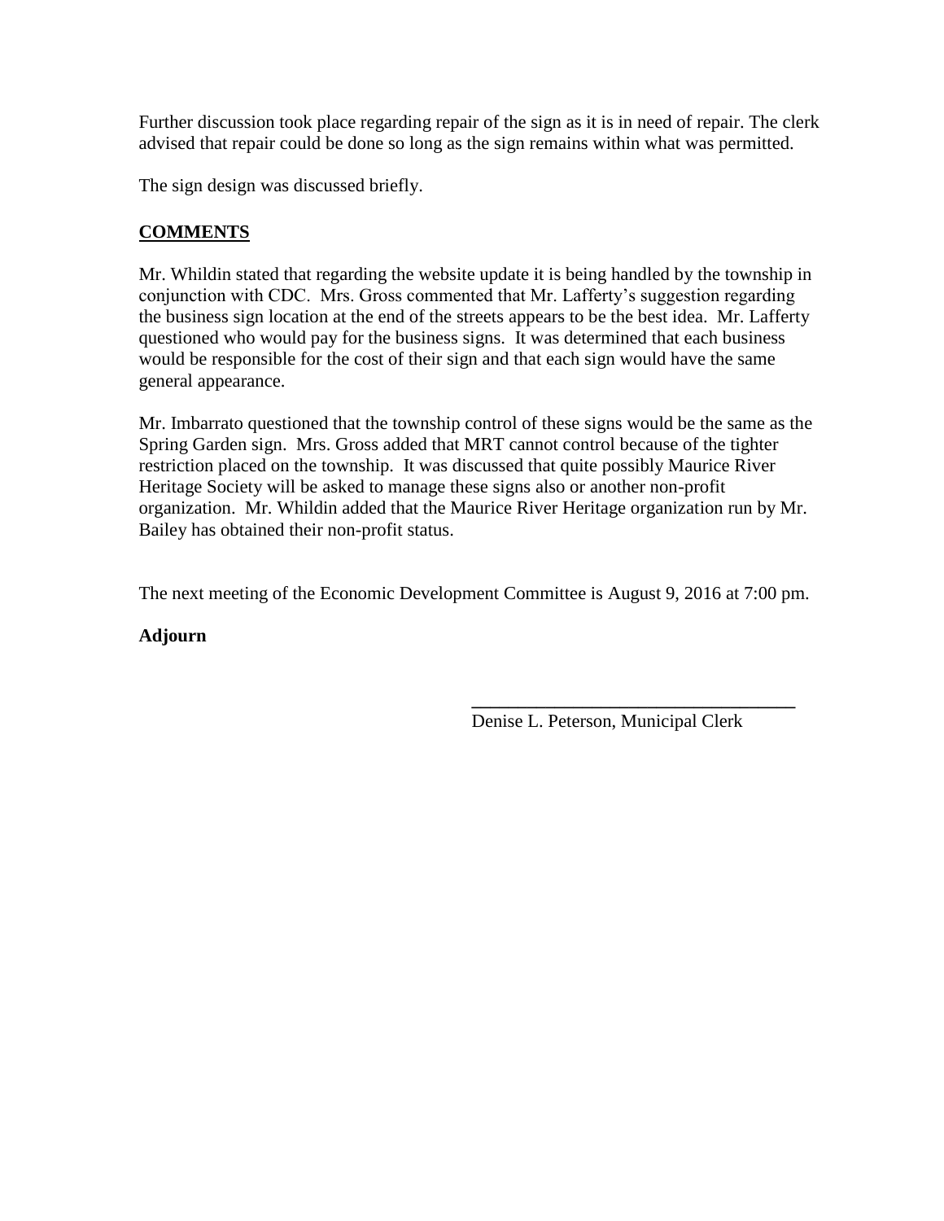Further discussion took place regarding repair of the sign as it is in need of repair. The clerk advised that repair could be done so long as the sign remains within what was permitted.

The sign design was discussed briefly.

## COMMENTS

Mr. Whildin stated that regarding the website update it is being handled by the township in conjunction with CDC. Mrs. Gross commented that Mr. Lafferty's suggestion regarding the business sign location at the end of the streets appears to be the best idea. Mr. Lafferty questioned who would pay for the business signs. It was determined that each business would be responsible for the cost of their sign and that each sign would have the same general appearance.

Mr. Imbarrato questioned that the township control of these signs would be the same as the Spring Garden sign. Mrs. Gross added that MRT cannot control because of the tighter restriction placed on the township. It was discussed that quite possibly Maurice River Heritage Society will be asked to manage these signs also or another non-profit organization. Mr. Whildin added that the Maurice River Heritage organization run by Mr. Bailey has obtained their non-profit status.

The next meeting of the Economic Development Committee is August 9, 2016 at 7:00 pm.

**Adjourn**

\_\_\_\_\_\_\_\_\_\_\_\_\_\_\_\_\_\_\_\_\_\_\_\_\_\_\_\_\_\_\_\_\_\_\_

Denise L. Peterson, Municipal Clerk